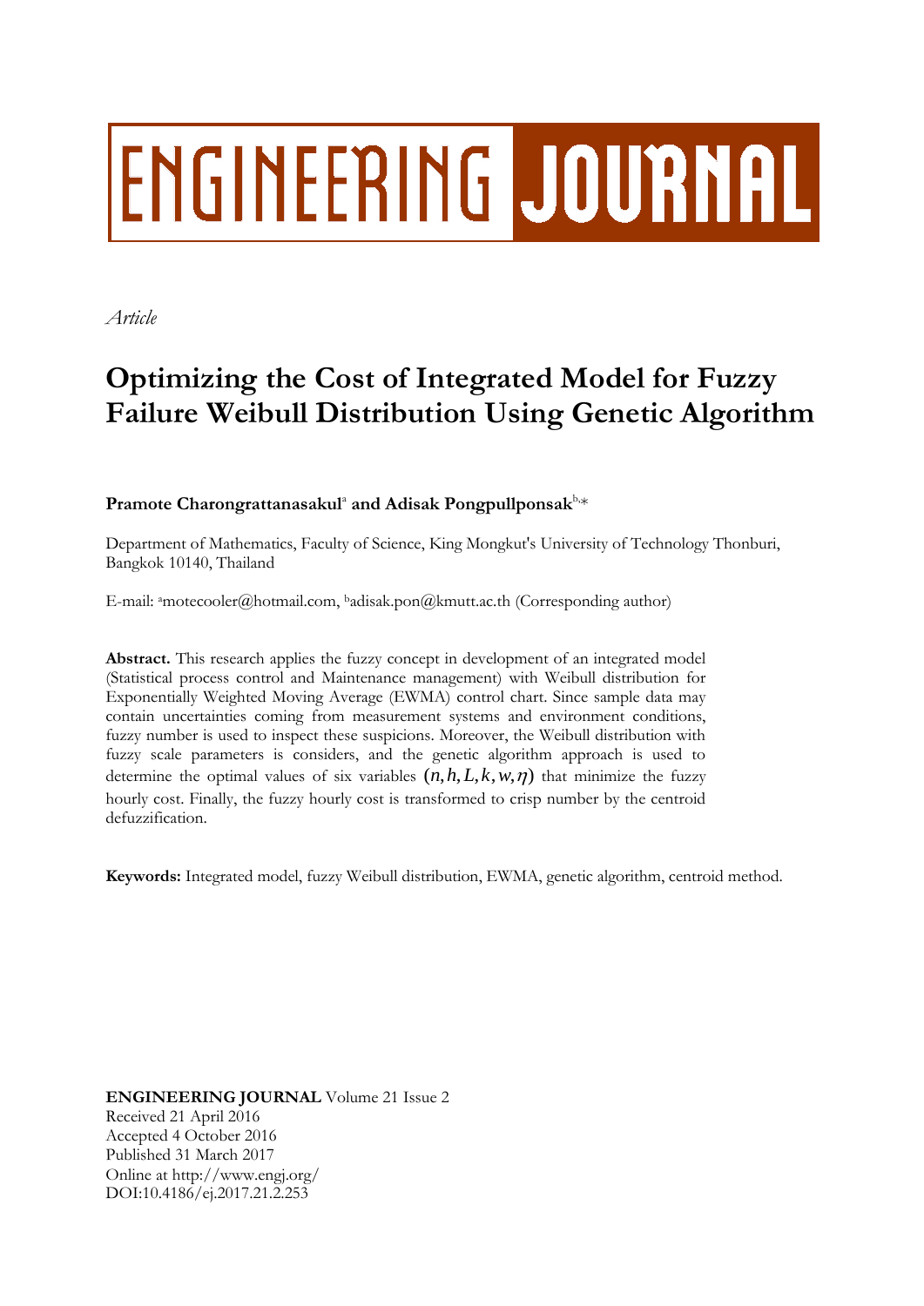ENGINEERING JOURNAL

*Article*

# Optimizing the Cost of Integrated Model for Fuzzy Failure Weibull Distribution Using Genetic Algorithm

**Pramote Charongrattanasakul**[a] **and Adisak Pongpullponsak**[b,*]

Department of Mathematics, Faculty of Science, King Mongkut's University of Technology Thonburi, Bangkok 10140, Thailand

E-mail: [a]motecooler@hotmail.com, [b]adisak.pon@kmutt.ac.th (Corresponding author)

**Abstract.** This research applies the fuzzy concept in development of an integrated model (Statistical process control and Maintenance management) with Weibull distribution for Exponentially Weighted Moving Average (EWMA) control chart. Since sample data may contain uncertainties coming from measurement systems and environment conditions, fuzzy number is used to inspect these suspicions. Moreover, the Weibull distribution with fuzzy scale parameters is considers, and the genetic algorithm approach is used to determine the optimal values of six variables $(n, h, L, k, w, \eta)$ that minimize the fuzzy hourly cost. Finally, the fuzzy hourly cost is transformed to crisp number by the centroid defuzzification.

**Keywords:** Integrated model, fuzzy Weibull distribution, EWMA, genetic algorithm, centroid method.

**ENGINEERING JOURNAL** Volume 21 Issue 2
Received 21 April 2016
Accepted 4 October 2016
Published 31 March 2017
Online at http://www.engj.org/
DOI:10.4186/ej.2017.21.2.253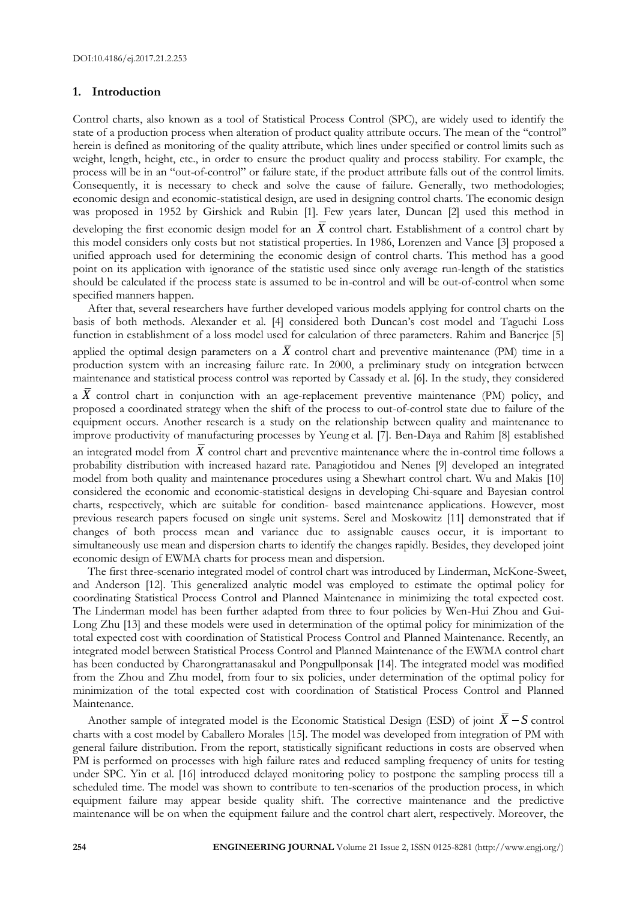## 1. Introduction

Control charts, also known as a tool of Statistical Process Control (SPC), are widely used to identify the state of a production process when alteration of product quality attribute occurs. The mean of the "control" herein is defined as monitoring of the quality attribute, which lines under specified or control limits such as weight, length, height, etc., in order to ensure the product quality and process stability. For example, the process will be in an "out-of-control" or failure state, if the product attribute falls out of the control limits. Consequently, it is necessary to check and solve the cause of failure. Generally, two methodologies; economic design and economic-statistical design, are used in designing control charts. The economic design was proposed in 1952 by Girshick and Rubin [1]. Few years later, Duncan [2] used this method in developing the first economic design model for an $\bar{X}$ control chart. Establishment of a control chart by this model considers only costs but not statistical properties. In 1986, Lorenzen and Vance [3] proposed a unified approach used for determining the economic design of control charts. This method has a good point on its application with ignorance of the statistic used since only average run-length of the statistics should be calculated if the process state is assumed to be in-control and will be out-of-control when some specified manners happen.

After that, several researchers have further developed various models applying for control charts on the basis of both methods. Alexander et al. [4] considered both Duncan's cost model and Taguchi Loss function in establishment of a loss model used for calculation of three parameters. Rahim and Banerjee [5] applied the optimal design parameters on a $\bar{X}$ control chart and preventive maintenance (PM) time in a production system with an increasing failure rate. In 2000, a preliminary study on integration between maintenance and statistical process control was reported by Cassady et al. [6]. In the study, they considered a $\bar{X}$ control chart in conjunction with an age-replacement preventive maintenance (PM) policy, and proposed a coordinated strategy when the shift of the process to out-of-control state due to failure of the equipment occurs. Another research is a study on the relationship between quality and maintenance to improve productivity of manufacturing processes by Yeung et al. [7]. Ben-Daya and Rahim [8] established an integrated model from $\bar{X}$ control chart and preventive maintenance where the in-control time follows a probability distribution with increased hazard rate. Panagiotidou and Nenes [9] developed an integrated model from both quality and maintenance procedures using a Shewhart control chart. Wu and Makis [10] considered the economic and economic-statistical designs in developing Chi-square and Bayesian control charts, respectively, which are suitable for condition- based maintenance applications. However, most previous research papers focused on single unit systems. Serel and Moskowitz [11] demonstrated that if changes of both process mean and variance due to assignable causes occur, it is important to simultaneously use mean and dispersion charts to identify the changes rapidly. Besides, they developed joint economic design of EWMA charts for process mean and dispersion.

The first three-scenario integrated model of control chart was introduced by Linderman, McKone-Sweet, and Anderson [12]. This generalized analytic model was employed to estimate the optimal policy for coordinating Statistical Process Control and Planned Maintenance in minimizing the total expected cost. The Linderman model has been further adapted from three to four policies by Wen-Hui Zhou and Gui-Long Zhu [13] and these models were used in determination of the optimal policy for minimization of the total expected cost with coordination of Statistical Process Control and Planned Maintenance. Recently, an integrated model between Statistical Process Control and Planned Maintenance of the EWMA control chart has been conducted by Charongrattanasakul and Pongpullponsak [14]. The integrated model was modified from the Zhou and Zhu model, from four to six policies, under determination of the optimal policy for minimization of the total expected cost with coordination of Statistical Process Control and Planned Maintenance.

Another sample of integrated model is the Economic Statistical Design (ESD) of joint $\bar{X} - S$ control charts with a cost model by Caballero Morales [15]. The model was developed from integration of PM with general failure distribution. From the report, statistically significant reductions in costs are observed when PM is performed on processes with high failure rates and reduced sampling frequency of units for testing under SPC. Yin et al. [16] introduced delayed monitoring policy to postpone the sampling process till a scheduled time. The model was shown to contribute to ten-scenarios of the production process, in which equipment failure may appear beside quality shift. The corrective maintenance and the predictive maintenance will be on when the equipment failure and the control chart alert, respectively. Moreover, the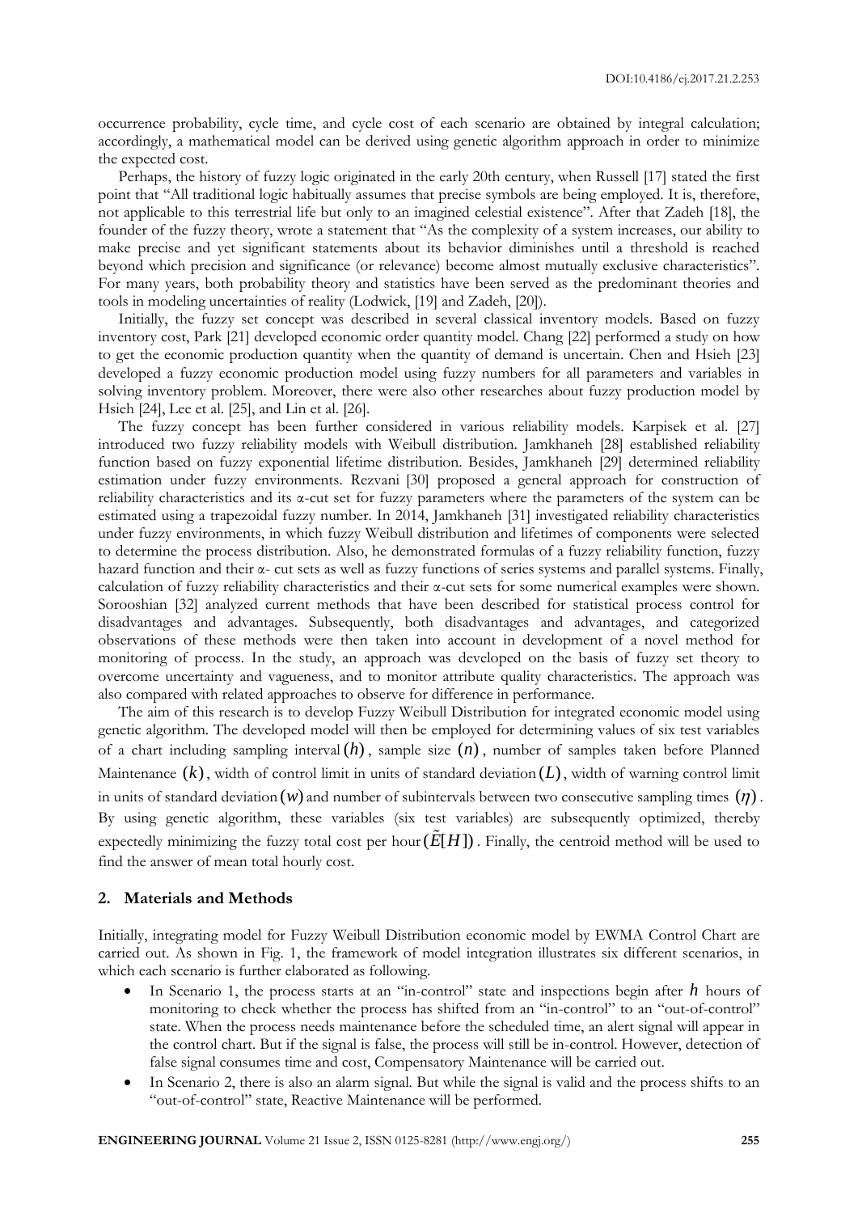occurrence probability, cycle time, and cycle cost of each scenario are obtained by integral calculation; accordingly, a mathematical model can be derived using genetic algorithm approach in order to minimize the expected cost.

Perhaps, the history of fuzzy logic originated in the early 20th century, when Russell [17] stated the first point that "All traditional logic habitually assumes that precise symbols are being employed. It is, therefore, not applicable to this terrestrial life but only to an imagined celestial existence". After that Zadeh [18], the founder of the fuzzy theory, wrote a statement that "As the complexity of a system increases, our ability to make precise and yet significant statements about its behavior diminishes until a threshold is reached beyond which precision and significance (or relevance) become almost mutually exclusive characteristics". For many years, both probability theory and statistics have been served as the predominant theories and tools in modeling uncertainties of reality (Lodwick, [19] and Zadeh, [20]).

Initially, the fuzzy set concept was described in several classical inventory models. Based on fuzzy inventory cost, Park [21] developed economic order quantity model. Chang [22] performed a study on how to get the economic production quantity when the quantity of demand is uncertain. Chen and Hsieh [23] developed a fuzzy economic production model using fuzzy numbers for all parameters and variables in solving inventory problem. Moreover, there were also other researches about fuzzy production model by Hsieh [24], Lee et al. [25], and Lin et al. [26].

The fuzzy concept has been further considered in various reliability models. Karpisek et al. [27] introduced two fuzzy reliability models with Weibull distribution. Jamkhaneh [28] established reliability function based on fuzzy exponential lifetime distribution. Besides, Jamkhaneh [29] determined reliability estimation under fuzzy environments. Rezvani [30] proposed a general approach for construction of reliability characteristics and its α-cut set for fuzzy parameters where the parameters of the system can be estimated using a trapezoidal fuzzy number. In 2014, Jamkhaneh [31] investigated reliability characteristics under fuzzy environments, in which fuzzy Weibull distribution and lifetimes of components were selected to determine the process distribution. Also, he demonstrated formulas of a fuzzy reliability function, fuzzy hazard function and their α- cut sets as well as fuzzy functions of series systems and parallel systems. Finally, calculation of fuzzy reliability characteristics and their α-cut sets for some numerical examples were shown. Sorooshian [32] analyzed current methods that have been described for statistical process control for disadvantages and advantages. Subsequently, both disadvantages and advantages, and categorized observations of these methods were then taken into account in development of a novel method for monitoring of process. In the study, an approach was developed on the basis of fuzzy set theory to overcome uncertainty and vagueness, and to monitor attribute quality characteristics. The approach was also compared with related approaches to observe for difference in performance.

The aim of this research is to develop Fuzzy Weibull Distribution for integrated economic model using genetic algorithm. The developed model will then be employed for determining values of six test variables of a chart including sampling interval $(h)$, sample size $(n)$, number of samples taken before Planned Maintenance $(k)$, width of control limit in units of standard deviation $(L)$, width of warning control limit in units of standard deviation $(w)$ and number of subintervals between two consecutive sampling times $(\eta)$. By using genetic algorithm, these variables (six test variables) are subsequently optimized, thereby expectedly minimizing the fuzzy total cost per hour $(\tilde{E}[H])$. Finally, the centroid method will be used to find the answer of mean total hourly cost.

## 2. Materials and Methods

Initially, integrating model for Fuzzy Weibull Distribution economic model by EWMA Control Chart are carried out. As shown in Fig. 1, the framework of model integration illustrates six different scenarios, in which each scenario is further elaborated as following.

- In Scenario 1, the process starts at an "in-control" state and inspections begin after $h$ hours of monitoring to check whether the process has shifted from an "in-control" to an "out-of-control" state. When the process needs maintenance before the scheduled time, an alert signal will appear in the control chart. But if the signal is false, the process will still be in-control. However, detection of false signal consumes time and cost, Compensatory Maintenance will be carried out.
- In Scenario 2, there is also an alarm signal. But while the signal is valid and the process shifts to an "out-of-control" state, Reactive Maintenance will be performed.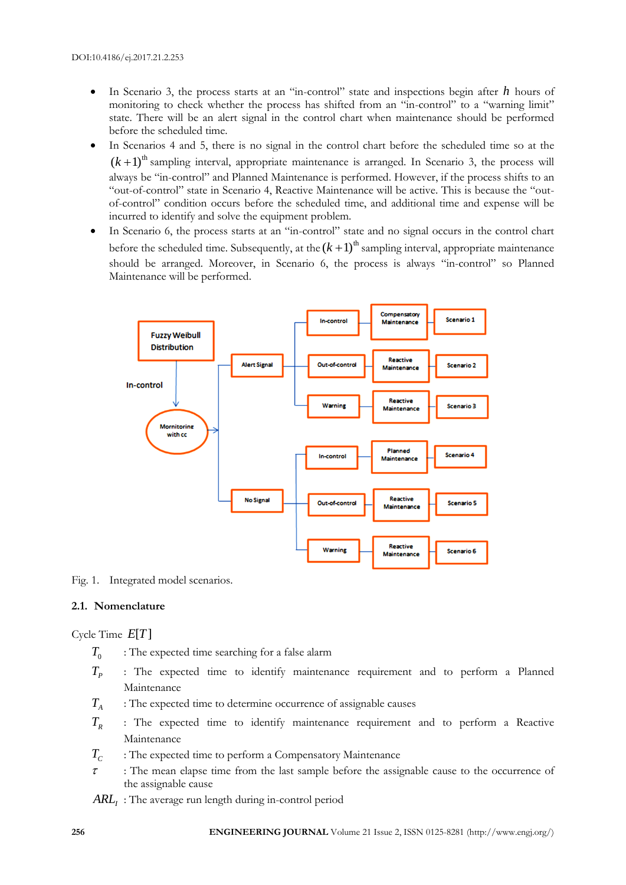- In Scenario 3, the process starts at an "in-control" state and inspections begin after $h$ hours of monitoring to check whether the process has shifted from an "in-control" to a "warning limit" state. There will be an alert signal in the control chart when maintenance should be performed before the scheduled time.
- In Scenarios 4 and 5, there is no signal in the control chart before the scheduled time so at the $(k+1)^{th}$ sampling interval, appropriate maintenance is arranged. In Scenario 3, the process will always be "in-control" and Planned Maintenance is performed. However, if the process shifts to an "out-of-control" state in Scenario 4, Reactive Maintenance will be active. This is because the "out-of-control" condition occurs before the scheduled time, and additional time and expense will be incurred to identify and solve the equipment problem.
- In Scenario 6, the process starts at an "in-control" state and no signal occurs in the control chart before the scheduled time. Subsequently, at the $(k+1)^{th}$ sampling interval, appropriate maintenance should be arranged. Moreover, in Scenario 6, the process is always "in-control" so Planned Maintenance will be performed.

Fig. 1. Integrated model scenarios.

## 2.1. Nomenclature

Cycle Time $E[T]$

$T_0$ : The expected time searching for a false alarm

$T_P$ : The expected time to identify maintenance requirement and to perform a Planned Maintenance

$T_A$ : The expected time to determine occurrence of assignable causes

$T_R$ : The expected time to identify maintenance requirement and to perform a Reactive Maintenance

$T_C$ : The expected time to perform a Compensatory Maintenance

$\tau$ : The mean elapse time from the last sample before the assignable cause to the occurrence of the assignable cause

$ARL_I$ : The average run length during in-control period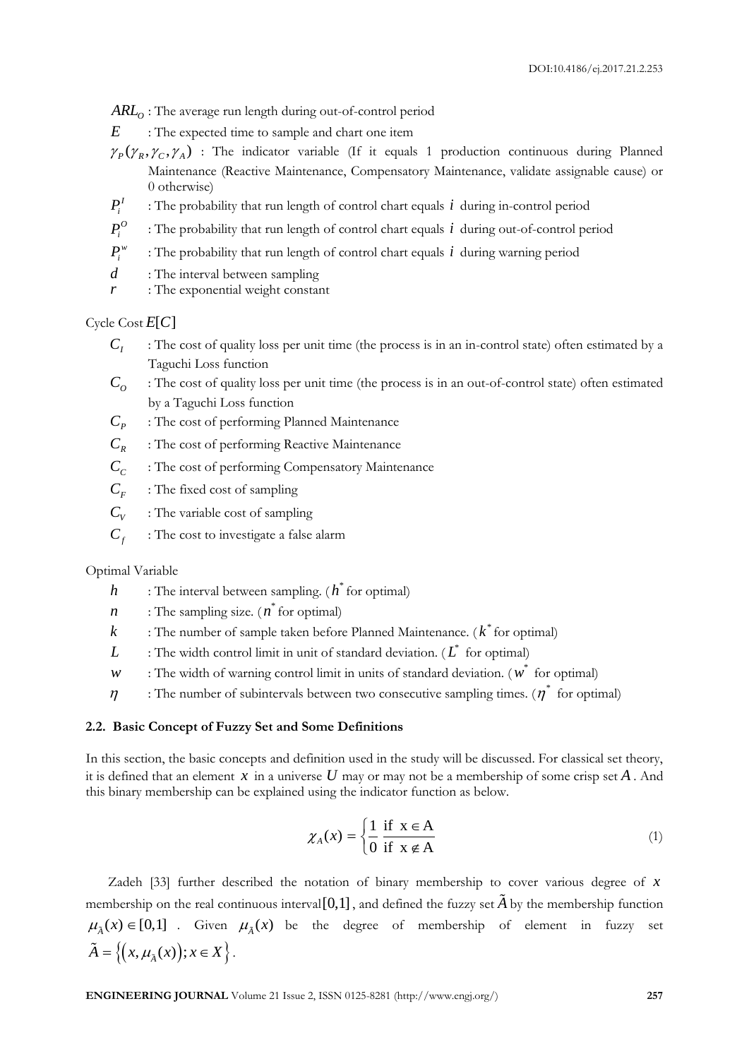$ARL_O$ : The average run length during out-of-control period

$E$ : The expected time to sample and chart one item

$\gamma_P(\gamma_R, \gamma_C, \gamma_A)$ : The indicator variable (If it equals 1 production continuous during Planned Maintenance (Reactive Maintenance, Compensatory Maintenance, validate assignable cause) or 0 otherwise)

$P_i^I$ : The probability that run length of control chart equals $i$ during in-control period

$P_i^O$ : The probability that run length of control chart equals $i$ during out-of-control period

$P_i^w$ : The probability that run length of control chart equals $i$ during warning period

$d$ : The interval between sampling

$r$ : The exponential weight constant

Cycle Cost $E[C]$

$C_I$ : The cost of quality loss per unit time (the process is in an in-control state) often estimated by a Taguchi Loss function

$C_O$ : The cost of quality loss per unit time (the process is in an out-of-control state) often estimated by a Taguchi Loss function

$C_P$ : The cost of performing Planned Maintenance

$C_R$ : The cost of performing Reactive Maintenance

$C_C$ : The cost of performing Compensatory Maintenance

$C_F$ : The fixed cost of sampling

$C_V$ : The variable cost of sampling

$C_f$ : The cost to investigate a false alarm

Optimal Variable

$h$ : The interval between sampling. ($h^*$ for optimal)

$n$ : The sampling size. ($n^*$ for optimal)

$k$ : The number of sample taken before Planned Maintenance. ($k^*$ for optimal)

$L$ : The width control limit in unit of standard deviation. ($L^*$ for optimal)

$w$ : The width of warning control limit in units of standard deviation. ($w^*$ for optimal)

$\eta$ : The number of subintervals between two consecutive sampling times. ($\eta^*$ for optimal)

### 2.2. Basic Concept of Fuzzy Set and Some Definitions

In this section, the basic concepts and definition used in the study will be discussed. For classical set theory, it is defined that an element $x$ in a universe $U$ may or may not be a membership of some crisp set $A$. And this binary membership can be explained using the indicator function as below.

$$\chi_A(x) = \begin{cases} 1 \text{ if } x \in A \\ 0 \text{ if } x \notin A \end{cases} \tag{1}$$

Zadeh [33] further described the notation of binary membership to cover various degree of $x$ membership on the real continuous interval $[0,1]$, and defined the fuzzy set $\tilde{A}$ by the membership function $\mu_{\tilde{A}}(x) \in [0,1]$. Given $\mu_{\tilde{A}}(x)$ be the degree of membership of element in fuzzy set $\tilde{A} = \left\{ \left( x, \mu_{\tilde{A}}(x) \right); x \in X \right\}$.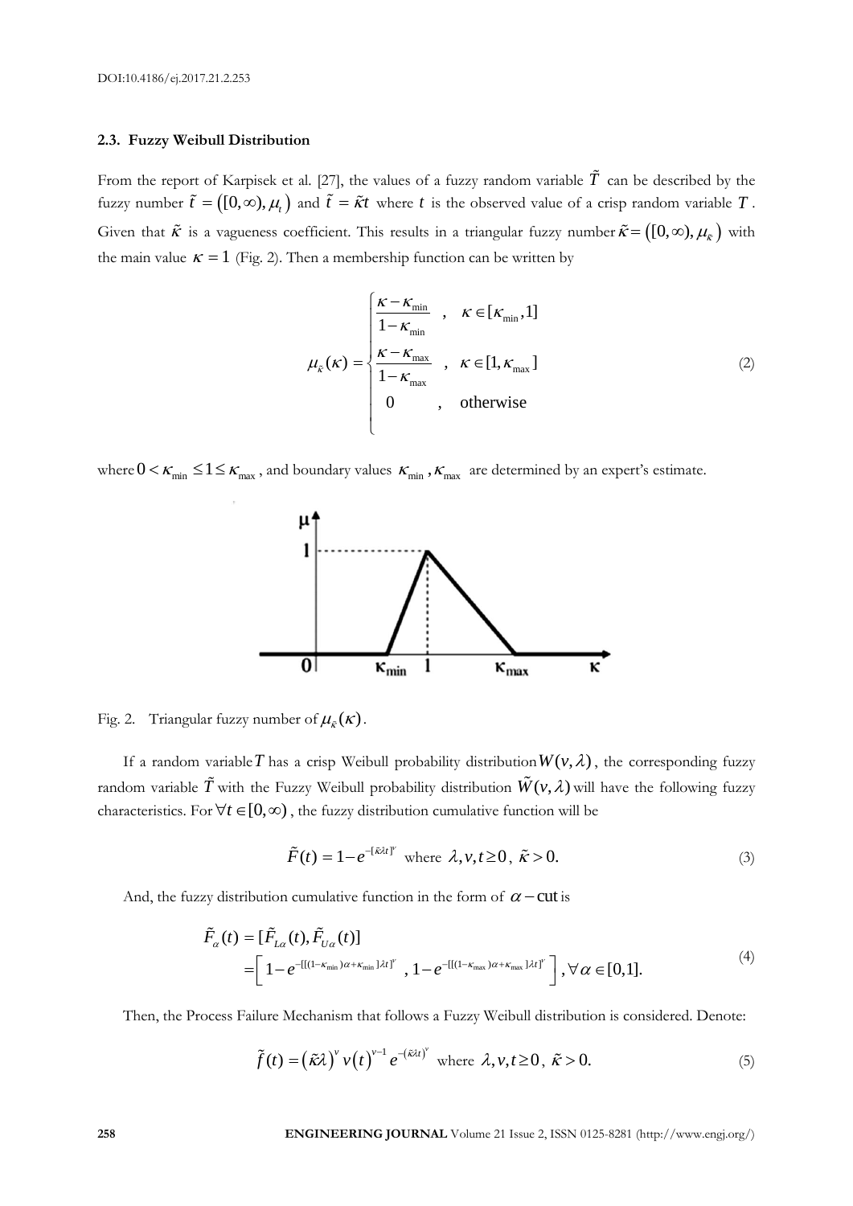### 2.3. Fuzzy Weibull Distribution

From the report of Karpisek et al. [27], the values of a fuzzy random variable $\tilde{T}$ can be described by the fuzzy number $\tilde{t} = ([0,\infty), \mu_t)$ and $\tilde{t} = \tilde{\kappa}t$ where $t$ is the observed value of a crisp random variable $T$. Given that $\tilde{\kappa}$ is a vagueness coefficient. This results in a triangular fuzzy number $\tilde{\kappa} = ([0,\infty), \mu_\kappa)$ with the main value $\kappa = 1$ (Fig. 2). Then a membership function can be written by

$$\mu_{\tilde{\kappa}}(\kappa) = \begin{cases} \dfrac{\kappa - \kappa_{\min}}{1-\kappa_{\min}} & , \quad \kappa \in [\kappa_{\min}, 1] \\ \dfrac{\kappa - \kappa_{\max}}{1-\kappa_{\max}} & , \quad \kappa \in [1, \kappa_{\max}] \\ 0 & , \quad \text{otherwise} \end{cases} \tag{2}$$

where $0 < \kappa_{\min} \le 1 \le \kappa_{\max}$, and boundary values $\kappa_{\min}, \kappa_{\max}$ are determined by an expert's estimate.

Fig. 2. Triangular fuzzy number of $\mu_{\tilde{\kappa}}(\kappa)$.

If a random variable $T$ has a crisp Weibull probability distribution $W(v,\lambda)$, the corresponding fuzzy random variable $\tilde{T}$ with the Fuzzy Weibull probability distribution $\tilde{W}(v,\lambda)$ will have the following fuzzy characteristics. For $\forall t \in [0,\infty)$, the fuzzy distribution cumulative function will be

$$\tilde{F}(t) = 1 - e^{-[\tilde{\kappa}\lambda t]^{v}} \text{ where } \lambda, v, t \ge 0,\ \tilde{\kappa} > 0. \tag{3}$$

And, the fuzzy distribution cumulative function in the form of $\alpha-\text{cut}$ is

$$\begin{aligned} \tilde{F}_{\alpha}(t) &= [\tilde{F}_{L\alpha}(t), \tilde{F}_{U\alpha}(t)] \\ &= \left[ 1 - e^{-[[(1-\kappa_{\min})\alpha + \kappa_{\min}]\lambda t]^{v}} , 1 - e^{-[[(1-\kappa_{\max})\alpha + \kappa_{\max}]\lambda t]^{v}} \right], \forall \alpha \in [0,1]. \end{aligned} \tag{4}$$

Then, the Process Failure Mechanism that follows a Fuzzy Weibull distribution is considered. Denote:

$$\tilde{f}(t) = (\tilde{\kappa}\lambda)^{v} v (t)^{v-1} e^{-(\tilde{\kappa}\lambda t)^{v}} \text{ where } \lambda, v, t \ge 0,\ \tilde{\kappa} > 0. \tag{5}$$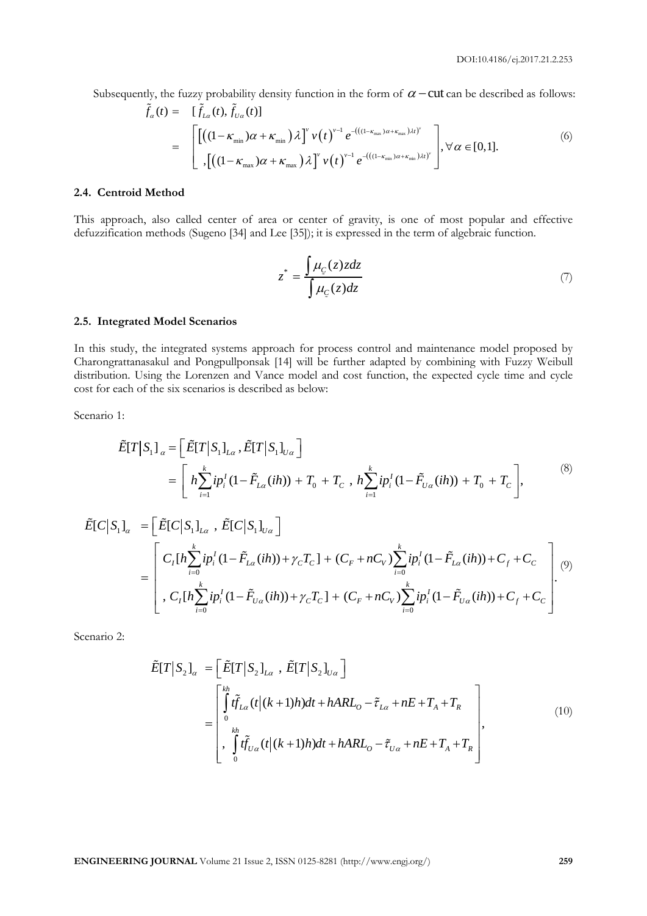Subsequently, the fuzzy probability density function in the form of $\alpha - \text{cut}$ can be described as follows:

$$
\begin{aligned}
\tilde{f}_{\alpha}(t) &= [\tilde{f}_{L\alpha}(t), \tilde{f}_{U\alpha}(t)] \\
&= \begin{bmatrix} \left[((1-\kappa_{\min})\alpha+\kappa_{\min})\lambda\right]^{\nu} \nu(t)^{\nu-1} e^{-\left(((1-\kappa_{\max})\alpha+\kappa_{\max})\lambda t\right)^{\nu}} \\ ,\left[((1-\kappa_{\max})\alpha+\kappa_{\max})\lambda\right]^{\nu} \nu(t)^{\nu-1} e^{-\left(((1-\kappa_{\min})\alpha+\kappa_{\min})\lambda t\right)^{\nu}} \end{bmatrix}, \forall \alpha \in [0,1].
\end{aligned} \tag{6}
$$

### 2.4. Centroid Method

This approach, also called center of area or center of gravity, is one of most popular and effective defuzzification methods (Sugeno [34] and Lee [35]); it is expressed in the term of algebraic function.

$$
z^{*} = \frac{\int \mu_{\underset{\sim}{C}}(z) z dz}{\int \mu_{\underset{\sim}{C}}(z) dz} \tag{7}
$$

### 2.5. Integrated Model Scenarios

In this study, the integrated systems approach for process control and maintenance model proposed by Charongrattanasakul and Pongpullponsak [14] will be further adapted by combining with Fuzzy Weibull distribution. Using the Lorenzen and Vance model and cost function, the expected cycle time and cycle cost for each of the six scenarios is described as below:

Scenario 1:

$$
\begin{aligned}
\tilde{E}[T|S_1]_{\alpha} &= \left[\tilde{E}[T|S_1]_{L\alpha}, \tilde{E}[T|S_1]_{U\alpha}\right] \\
&= \left[ h\sum_{i=1}^{k} ip_i^I (1-\tilde{F}_{L\alpha}(ih)) + T_0 + T_C \ , \ h\sum_{i=1}^{k} ip_i^I (1-\tilde{F}_{U\alpha}(ih)) + T_0 + T_C \right],
\end{aligned} \tag{8}
$$

$$
\begin{aligned}
\tilde{E}[C|S_1]_{\alpha} &= \left[\tilde{E}[C|S_1]_{L\alpha} \ , \ \tilde{E}[C|S_1]_{U\alpha}\right] \\
&= \begin{bmatrix} C_I[h\sum_{i=0}^{k} ip_i^I (1-\tilde{F}_{L\alpha}(ih)) + \gamma_C T_C] + (C_F + nC_V)\sum_{i=0}^{k} ip_i^I (1-\tilde{F}_{L\alpha}(ih)) + C_f + C_C \\ , \ C_I[h\sum_{i=0}^{k} ip_i^I (1-\tilde{F}_{U\alpha}(ih)) + \gamma_C T_C] + (C_F + nC_V)\sum_{i=0}^{k} ip_i^I (1-\tilde{F}_{U\alpha}(ih)) + C_f + C_C \end{bmatrix}.
\end{aligned} \tag{9}
$$

Scenario 2:

$$
\begin{aligned}
\tilde{E}[T|S_2]_{\alpha} &= \left[\tilde{E}[T|S_2]_{L\alpha} \ , \ \tilde{E}[T|S_2]_{U\alpha}\right] \\
&= \begin{bmatrix} \int_0^{kh} t\tilde{f}_{L\alpha}(t|(k+1)h)dt + hARL_O - \tilde{\tau}_{L\alpha} + nE + T_A + T_R \\ , \ \int_0^{kh} t\tilde{f}_{U\alpha}(t|(k+1)h)dt + hARL_O - \tilde{\tau}_{U\alpha} + nE + T_A + T_R \end{bmatrix},
\end{aligned} \tag{10}
$$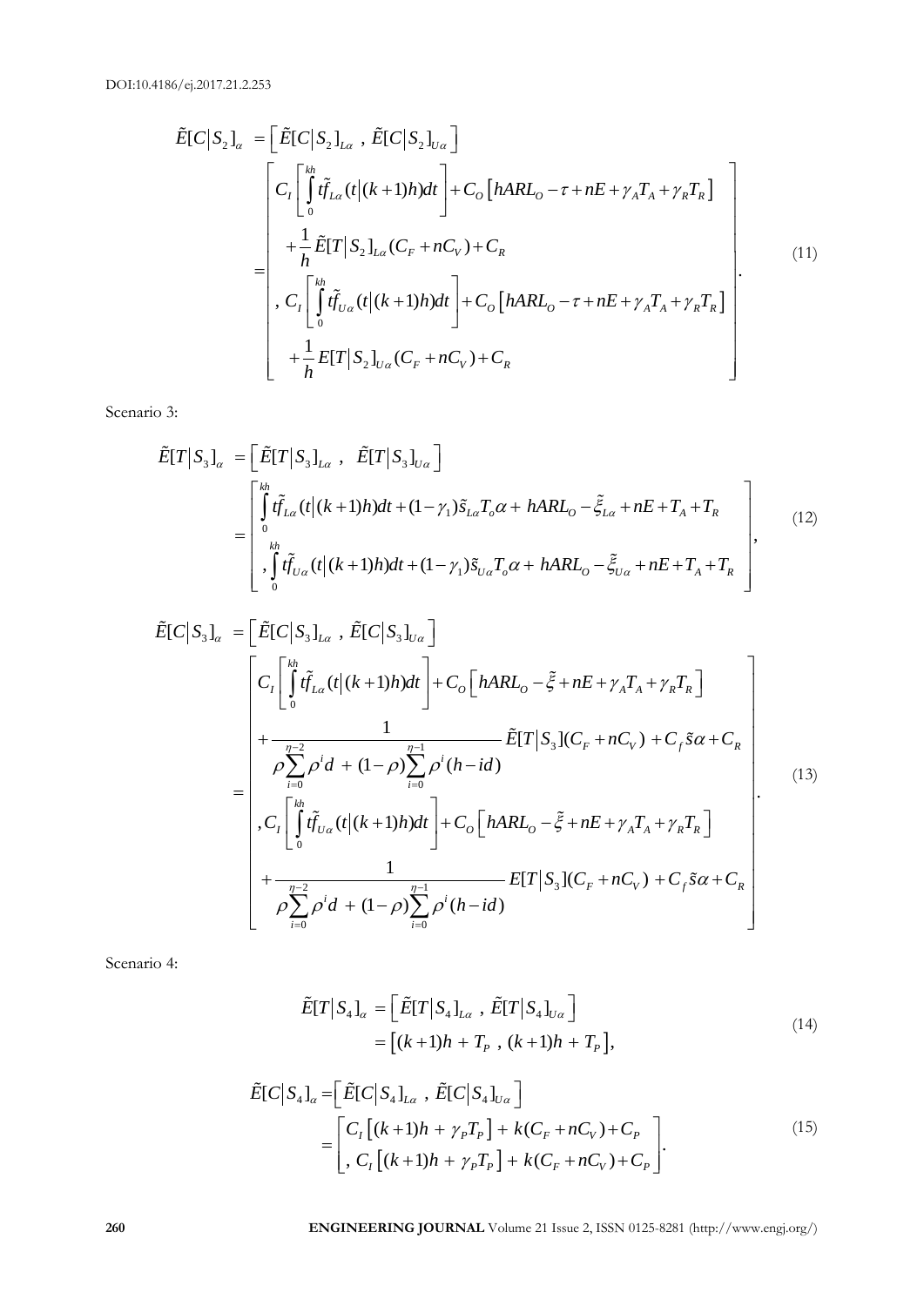$$
\tilde{E}[C|S_2]_\alpha = \left[ \tilde{E}[C|S_2]_{L\alpha} \ , \ \tilde{E}[C|S_2]_{U\alpha} \right]
= \begin{bmatrix} C_I \left[ \int_0^{kh} t\tilde{f}_{L\alpha}(t|(k+1)h)dt \right] + C_O \left[ hARL_O - \tau + nE + \gamma_A T_A + \gamma_R T_R \right] \\ + \frac{1}{h} \tilde{E}[T|S_2]_{L\alpha}(C_F + nC_V) + C_R \\ , \ C_I \left[ \int_0^{kh} t\tilde{f}_{U\alpha}(t|(k+1)h)dt \right] + C_O \left[ hARL_O - \tau + nE + \gamma_A T_A + \gamma_R T_R \right] \\ + \frac{1}{h} E[T|S_2]_{U\alpha}(C_F + nC_V) + C_R \end{bmatrix}. \tag{11}
$$

Scenario 3:

$$
\tilde{E}[T|S_3]_\alpha = \left[ \tilde{E}[T|S_3]_{L\alpha} \ , \ \tilde{E}[T|S_3]_{U\alpha} \right]
= \begin{bmatrix} \int_0^{kh} t\tilde{f}_{L\alpha}(t|(k+1)h)dt + (1-\gamma_1)\tilde{s}_{L\alpha}T_o\alpha + hARL_O - \tilde{\xi}_{L\alpha} + nE + T_A + T_R \\ , \int_0^{kh} t\tilde{f}_{U\alpha}(t|(k+1)h)dt + (1-\gamma_1)\tilde{s}_{U\alpha}T_o\alpha + hARL_O - \tilde{\xi}_{U\alpha} + nE + T_A + T_R \end{bmatrix}, \tag{12}
$$

$$
\tilde{E}[C|S_3]_\alpha = \left[ \tilde{E}[C|S_3]_{L\alpha} \ , \ \tilde{E}[C|S_3]_{U\alpha} \right]
= \begin{bmatrix} C_I \left[ \int_0^{kh} t\tilde{f}_{L\alpha}(t|(k+1)h)dt \right] + C_O \left[ hARL_O - \tilde{\xi} + nE + \gamma_A T_A + \gamma_R T_R \right] \\ + \frac{1}{\rho \sum_{i=0}^{\eta-2} \rho^i d \ + \ (1-\rho) \sum_{i=0}^{\eta-1} \rho^i (h - id)} \tilde{E}[T|S_3](C_F + nC_V) + C_f \tilde{s}\alpha + C_R \\ , C_I \left[ \int_0^{kh} t\tilde{f}_{U\alpha}(t|(k+1)h)dt \right] + C_O \left[ hARL_O - \tilde{\xi} + nE + \gamma_A T_A + \gamma_R T_R \right] \\ + \frac{1}{\rho \sum_{i=0}^{\eta-2} \rho^i d \ + \ (1-\rho) \sum_{i=0}^{\eta-1} \rho^i (h - id)} E[T|S_3](C_F + nC_V) + C_f \tilde{s}\alpha + C_R \end{bmatrix}. \tag{13}
$$

Scenario 4:

$$
\begin{aligned}
\tilde{E}[T|S_4]_\alpha &= \left[ \tilde{E}[T|S_4]_{L\alpha} \ , \ \tilde{E}[T|S_4]_{U\alpha} \right] \\
&= \left[ (k+1)h \ + \ T_P \ , \ (k+1)h \ + \ T_P \right],
\end{aligned} \tag{14}
$$

$$
\begin{aligned}
\tilde{E}[C|S_4]_\alpha &= \left[ \tilde{E}[C|S_4]_{L\alpha} \ , \ \tilde{E}[C|S_4]_{U\alpha} \right] \\
&= \begin{bmatrix} C_I \left[ (k+1)h \ + \ \gamma_P T_P \right] \ + \ k(C_F + nC_V) + C_P \\ , \ C_I \left[ (k+1)h \ + \ \gamma_P T_P \right] \ + \ k(C_F + nC_V) + C_P \end{bmatrix}.
\end{aligned} \tag{15}
$$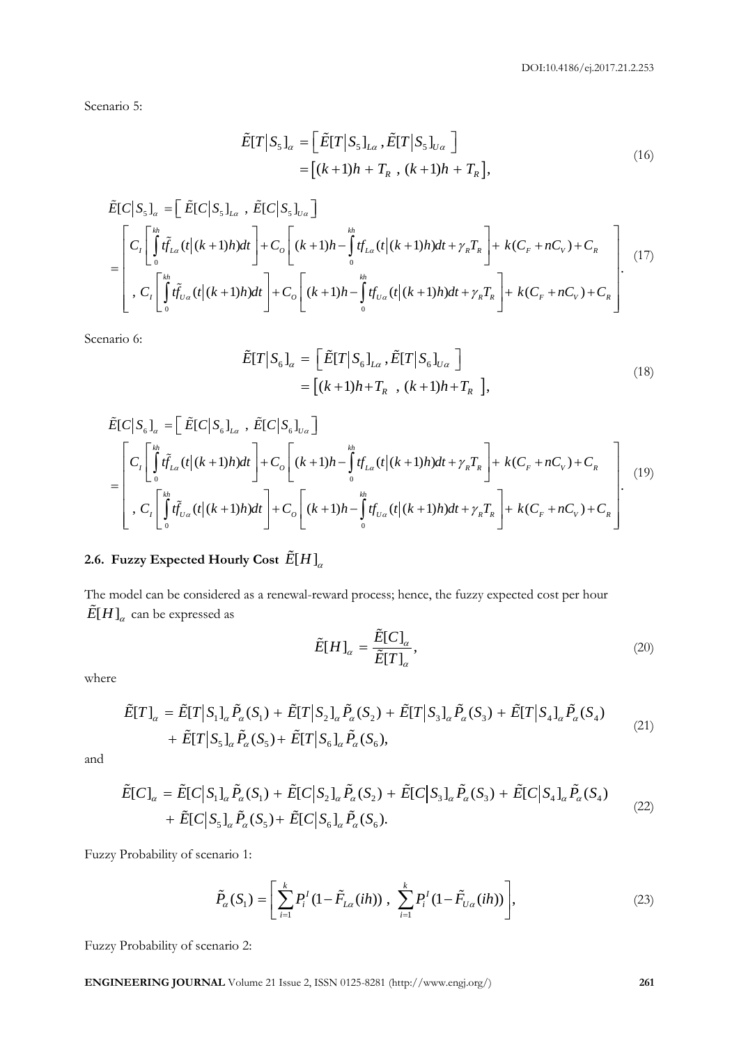Scenario 5:

$$
\begin{aligned}
\tilde{E}[T|S_5]_\alpha &= \left[ \tilde{E}[T|S_5]_{L\alpha}, \tilde{E}[T|S_5]_{U\alpha} \right] \\
&= \left[ (k+1)h + T_R \ , \ (k+1)h + T_R \right],
\end{aligned} \tag{16}
$$

$$
\tilde{E}[C|S_5]_\alpha = \left[ \tilde{E}[C|S_5]_{L\alpha} \ , \ \tilde{E}[C|S_5]_{U\alpha} \right]
$$

$$
= \left[ \begin{array}{l} C_I \left[ \int_0^{kh} t\tilde{f}_{L\alpha}(t|(k+1)h)dt \right] + C_O \left[ (k+1)h - \int_0^{kh} tf_{L\alpha}(t|(k+1)h)dt + \gamma_R T_R \right] + k(C_F + nC_V) + C_R \\ , \ C_I \left[ \int_0^{kh} t\tilde{f}_{U\alpha}(t|(k+1)h)dt \right] + C_O \left[ (k+1)h - \int_0^{kh} tf_{U\alpha}(t|(k+1)h)dt + \gamma_R T_R \right] + k(C_F + nC_V) + C_R \end{array} \right]. \tag{17}
$$

Scenario 6:

$$
\begin{aligned}
\tilde{E}[T|S_6]_\alpha &= \left[ \tilde{E}[T|S_6]_{L\alpha}, \tilde{E}[T|S_6]_{U\alpha} \right] \\
&= \left[ (k+1)h + T_R \ , \ (k+1)h + T_R \right],
\end{aligned} \tag{18}
$$

$$
\tilde{E}[C|S_6]_\alpha = \left[ \tilde{E}[C|S_6]_{L\alpha} \ , \ \tilde{E}[C|S_6]_{U\alpha} \right]
$$

$$
= \left[ \begin{array}{l} C_I \left[ \int_0^{kh} t\tilde{f}_{L\alpha}(t|(k+1)h)dt \right] + C_O \left[ (k+1)h - \int_0^{kh} tf_{L\alpha}(t|(k+1)h)dt + \gamma_R T_R \right] + k(C_F + nC_V) + C_R \\ , \ C_I \left[ \int_0^{kh} t\tilde{f}_{U\alpha}(t|(k+1)h)dt \right] + C_O \left[ (k+1)h - \int_0^{kh} tf_{U\alpha}(t|(k+1)h)dt + \gamma_R T_R \right] + k(C_F + nC_V) + C_R \end{array} \right]. \tag{19}
$$

## 2.6. Fuzzy Expected Hourly Cost $\tilde{E}[H]_\alpha$

The model can be considered as a renewal-reward process; hence, the fuzzy expected cost per hour $\tilde{E}[H]_\alpha$ can be expressed as

$$
\tilde{E}[H]_\alpha = \frac{\tilde{E}[C]_\alpha}{\tilde{E}[T]_\alpha}, \tag{20}
$$

where

$$
\begin{aligned}
\tilde{E}[T]_\alpha &= \tilde{E}[T|S_1]_\alpha \tilde{P}_\alpha(S_1) + \tilde{E}[T|S_2]_\alpha \tilde{P}_\alpha(S_2) + \tilde{E}[T|S_3]_\alpha \tilde{P}_\alpha(S_3) + \tilde{E}[T|S_4]_\alpha \tilde{P}_\alpha(S_4) \\
&+ \tilde{E}[T|S_5]_\alpha \tilde{P}_\alpha(S_5) + \tilde{E}[T|S_6]_\alpha \tilde{P}_\alpha(S_6),
\end{aligned} \tag{21}
$$

and

$$
\begin{aligned}
\tilde{E}[C]_\alpha &= \tilde{E}[C|S_1]_\alpha \tilde{P}_\alpha(S_1) + \tilde{E}[C|S_2]_\alpha \tilde{P}_\alpha(S_2) + \tilde{E}[C|S_3]_\alpha \tilde{P}_\alpha(S_3) + \tilde{E}[C|S_4]_\alpha \tilde{P}_\alpha(S_4) \\
&+ \tilde{E}[C|S_5]_\alpha \tilde{P}_\alpha(S_5) + \tilde{E}[C|S_6]_\alpha \tilde{P}_\alpha(S_6).
\end{aligned} \tag{22}
$$

Fuzzy Probability of scenario 1:

$$
\tilde{P}_\alpha(S_1) = \left[ \sum_{i=1}^{k} P_i^I (1 - \tilde{F}_{L\alpha}(ih)) \ , \ \sum_{i=1}^{k} P_i^I (1 - \tilde{F}_{U\alpha}(ih)) \right], \tag{23}
$$

Fuzzy Probability of scenario 2: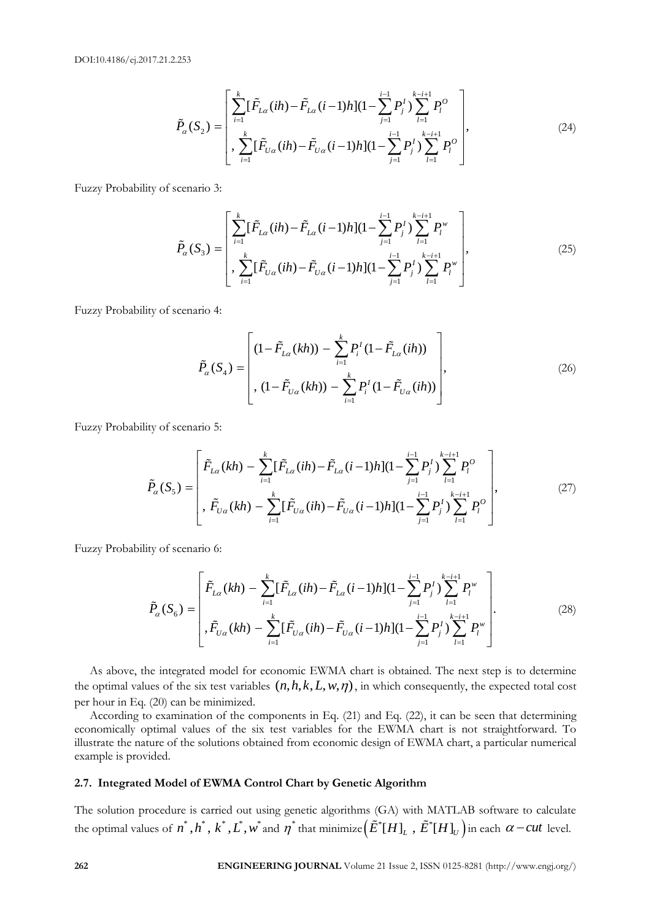$$\tilde{P}_\alpha(S_2) = \begin{bmatrix} \sum_{i=1}^{k}[\tilde{F}_{L\alpha}(ih) - \tilde{F}_{L\alpha}(i-1)h](1-\sum_{j=1}^{i-1}P_j^I)\sum_{l=1}^{k-i+1}P_l^O \\ , \sum_{i=1}^{k}[\tilde{F}_{U\alpha}(ih) - \tilde{F}_{U\alpha}(i-1)h](1-\sum_{j=1}^{i-1}P_j^I)\sum_{l=1}^{k-i+1}P_l^O \end{bmatrix}, \tag{24}$$

Fuzzy Probability of scenario 3:

$$\tilde{P}_\alpha(S_3) = \begin{bmatrix} \sum_{i=1}^{k}[\tilde{F}_{L\alpha}(ih) - \tilde{F}_{L\alpha}(i-1)h](1-\sum_{j=1}^{i-1}P_j^I)\sum_{l=1}^{k-i+1}P_l^w \\ , \sum_{i=1}^{k}[\tilde{F}_{U\alpha}(ih) - \tilde{F}_{U\alpha}(i-1)h](1-\sum_{j=1}^{i-1}P_j^I)\sum_{l=1}^{k-i+1}P_l^w \end{bmatrix}, \tag{25}$$

Fuzzy Probability of scenario 4:

$$\tilde{P}_\alpha(S_4) = \begin{bmatrix} (1-\tilde{F}_{L\alpha}(kh)) - \sum_{i=1}^{k}P_i^I(1-\tilde{F}_{L\alpha}(ih)) \\ , (1-\tilde{F}_{U\alpha}(kh)) - \sum_{i=1}^{k}P_i^I(1-\tilde{F}_{U\alpha}(ih)) \end{bmatrix}, \tag{26}$$

Fuzzy Probability of scenario 5:

$$\tilde{P}_\alpha(S_5) = \begin{bmatrix} \tilde{F}_{L\alpha}(kh) - \sum_{i=1}^{k}[\tilde{F}_{L\alpha}(ih) - \tilde{F}_{L\alpha}(i-1)h](1-\sum_{j=1}^{i-1}P_j^I)\sum_{l=1}^{k-i+1}P_l^O \\ , \tilde{F}_{U\alpha}(kh) - \sum_{i=1}^{k}[\tilde{F}_{U\alpha}(ih) - \tilde{F}_{U\alpha}(i-1)h](1-\sum_{j=1}^{i-1}P_j^I)\sum_{l=1}^{k-i+1}P_l^O \end{bmatrix}, \tag{27}$$

Fuzzy Probability of scenario 6:

$$\tilde{P}_\alpha(S_6) = \begin{bmatrix} \tilde{F}_{L\alpha}(kh) - \sum_{i=1}^{k}[\tilde{F}_{L\alpha}(ih) - \tilde{F}_{L\alpha}(i-1)h](1-\sum_{j=1}^{i-1}P_j^I)\sum_{l=1}^{k-i+1}P_l^w \\ , \tilde{F}_{U\alpha}(kh) - \sum_{i=1}^{k}[\tilde{F}_{U\alpha}(ih) - \tilde{F}_{U\alpha}(i-1)h](1-\sum_{j=1}^{i-1}P_j^I)\sum_{l=1}^{k-i+1}P_l^w \end{bmatrix}. \tag{28}$$

As above, the integrated model for economic EWMA chart is obtained. The next step is to determine the optimal values of the six test variables $(n, h, k, L, w, \eta)$, in which consequently, the expected total cost per hour in Eq. (20) can be minimized.

According to examination of the components in Eq. (21) and Eq. (22), it can be seen that determining economically optimal values of the six test variables for the EWMA chart is not straightforward. To illustrate the nature of the solutions obtained from economic design of EWMA chart, a particular numerical example is provided.

### 2.7. Integrated Model of EWMA Control Chart by Genetic Algorithm

The solution procedure is carried out using genetic algorithms (GA) with MATLAB software to calculate the optimal values of $n^*, h^*, k^*, L^*, w^*$ and $\eta^*$ that minimize $\left(\tilde{E}^*[H]_L\ ,\ \tilde{E}^*[H]_U\right)$ in each $\alpha-cut$ level.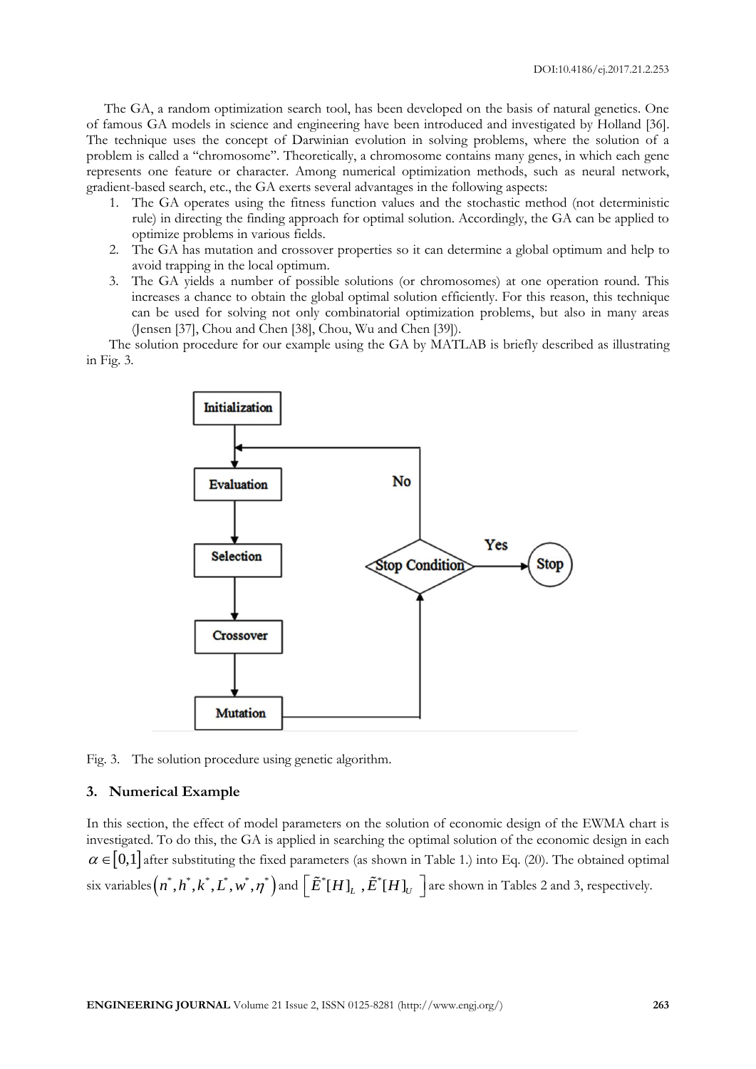The GA, a random optimization search tool, has been developed on the basis of natural genetics. One of famous GA models in science and engineering have been introduced and investigated by Holland [36]. The technique uses the concept of Darwinian evolution in solving problems, where the solution of a problem is called a "chromosome". Theoretically, a chromosome contains many genes, in which each gene represents one feature or character. Among numerical optimization methods, such as neural network, gradient-based search, etc., the GA exerts several advantages in the following aspects:

1. The GA operates using the fitness function values and the stochastic method (not deterministic rule) in directing the finding approach for optimal solution. Accordingly, the GA can be applied to optimize problems in various fields.
2. The GA has mutation and crossover properties so it can determine a global optimum and help to avoid trapping in the local optimum.
3. The GA yields a number of possible solutions (or chromosomes) at one operation round. This increases a chance to obtain the global optimal solution efficiently. For this reason, this technique can be used for solving not only combinatorial optimization problems, but also in many areas (Jensen [37], Chou and Chen [38], Chou, Wu and Chen [39]).

The solution procedure for our example using the GA by MATLAB is briefly described as illustrating in Fig. 3.

Fig. 3. The solution procedure using genetic algorithm.

## 3. Numerical Example

In this section, the effect of model parameters on the solution of economic design of the EWMA chart is investigated. To do this, the GA is applied in searching the optimal solution of the economic design in each $\alpha \in [0,1]$ after substituting the fixed parameters (as shown in Table 1.) into Eq. (20). The obtained optimal six variables $\left(n^*, h^*, k^*, L^*, w^*, \eta^*\right)$ and $\left[\tilde{E}^*[H]_L, \tilde{E}^*[H]_U\right]$ are shown in Tables 2 and 3, respectively.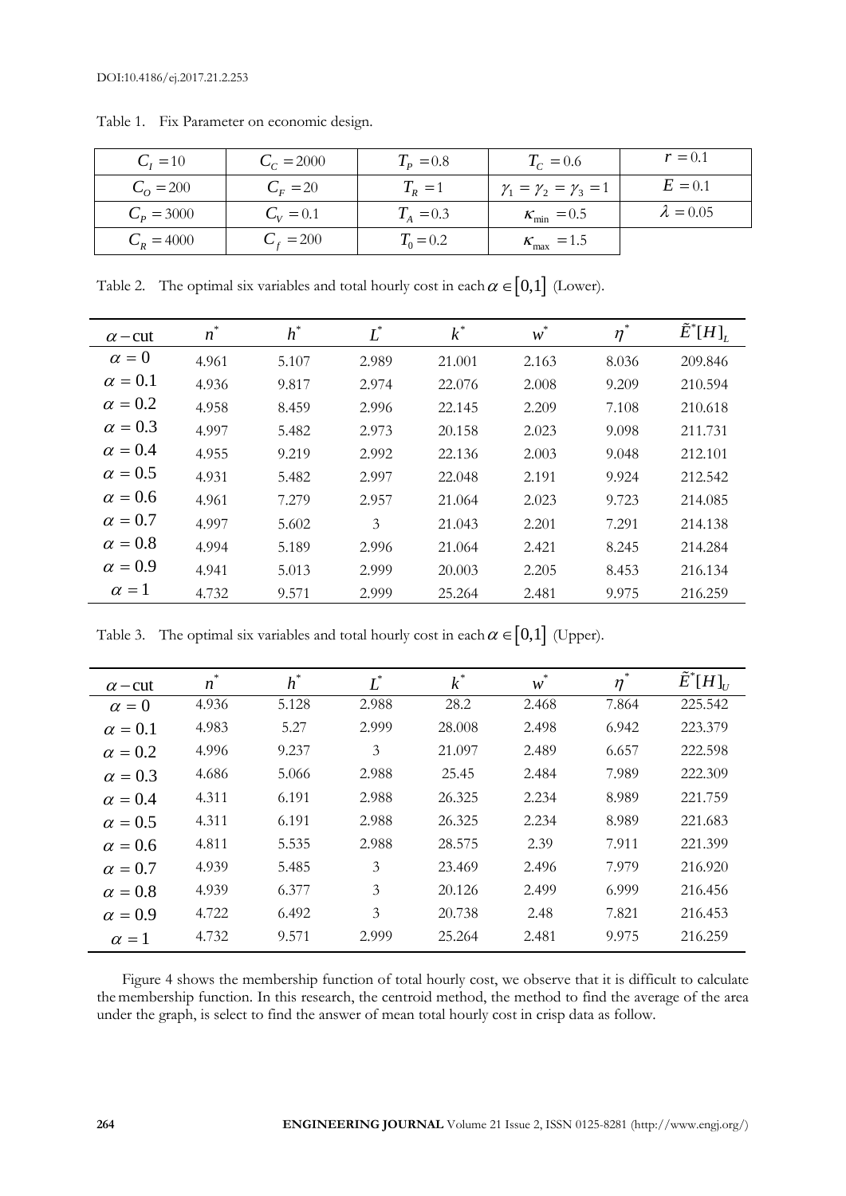Table 1. Fix Parameter on economic design.

| $C_I = 10$ | $C_C = 2000$ | $T_P = 0.8$ | $T_C = 0.6$ | $r = 0.1$ |
|---|---|---|---|---|
| $C_O = 200$ | $C_F = 20$ | $T_R = 1$ | $\gamma_1 = \gamma_2 = \gamma_3 = 1$ | $E = 0.1$ |
| $C_P = 3000$ | $C_V = 0.1$ | $T_A = 0.3$ | $\kappa_{\min} = 0.5$ | $\lambda = 0.05$ |
| $C_R = 4000$ | $C_f = 200$ | $T_0 = 0.2$ | $\kappa_{\max} = 1.5$ | |

Table 2. The optimal six variables and total hourly cost in each $\alpha \in [0,1]$ (Lower).

| $\alpha-\text{cut}$ | $n^*$ | $h^*$ | $L^*$ | $k^*$ | $w^*$ | $\eta^*$ | $\tilde{E}^*[H]_L$ |
|---|---|---|---|---|---|---|---|
| $\alpha = 0$ | 4.961 | 5.107 | 2.989 | 21.001 | 2.163 | 8.036 | 209.846 |
| $\alpha = 0.1$ | 4.936 | 9.817 | 2.974 | 22.076 | 2.008 | 9.209 | 210.594 |
| $\alpha = 0.2$ | 4.958 | 8.459 | 2.996 | 22.145 | 2.209 | 7.108 | 210.618 |
| $\alpha = 0.3$ | 4.997 | 5.482 | 2.973 | 20.158 | 2.023 | 9.098 | 211.731 |
| $\alpha = 0.4$ | 4.955 | 9.219 | 2.992 | 22.136 | 2.003 | 9.048 | 212.101 |
| $\alpha = 0.5$ | 4.931 | 5.482 | 2.997 | 22.048 | 2.191 | 9.924 | 212.542 |
| $\alpha = 0.6$ | 4.961 | 7.279 | 2.957 | 21.064 | 2.023 | 9.723 | 214.085 |
| $\alpha = 0.7$ | 4.997 | 5.602 | 3 | 21.043 | 2.201 | 7.291 | 214.138 |
| $\alpha = 0.8$ | 4.994 | 5.189 | 2.996 | 21.064 | 2.421 | 8.245 | 214.284 |
| $\alpha = 0.9$ | 4.941 | 5.013 | 2.999 | 20.003 | 2.205 | 8.453 | 216.134 |
| $\alpha = 1$ | 4.732 | 9.571 | 2.999 | 25.264 | 2.481 | 9.975 | 216.259 |

Table 3. The optimal six variables and total hourly cost in each $\alpha \in [0,1]$ (Upper).

| $\alpha-\text{cut}$ | $n^*$ | $h^*$ | $L^*$ | $k^*$ | $w^*$ | $\eta^*$ | $\tilde{E}^*[H]_U$ |
|---|---|---|---|---|---|---|---|
| $\alpha = 0$ | 4.936 | 5.128 | 2.988 | 28.2 | 2.468 | 7.864 | 225.542 |
| $\alpha = 0.1$ | 4.983 | 5.27 | 2.999 | 28.008 | 2.498 | 6.942 | 223.379 |
| $\alpha = 0.2$ | 4.996 | 9.237 | 3 | 21.097 | 2.489 | 6.657 | 222.598 |
| $\alpha = 0.3$ | 4.686 | 5.066 | 2.988 | 25.45 | 2.484 | 7.989 | 222.309 |
| $\alpha = 0.4$ | 4.311 | 6.191 | 2.988 | 26.325 | 2.234 | 8.989 | 221.759 |
| $\alpha = 0.5$ | 4.311 | 6.191 | 2.988 | 26.325 | 2.234 | 8.989 | 221.683 |
| $\alpha = 0.6$ | 4.811 | 5.535 | 2.988 | 28.575 | 2.39 | 7.911 | 221.399 |
| $\alpha = 0.7$ | 4.939 | 5.485 | 3 | 23.469 | 2.496 | 7.979 | 216.920 |
| $\alpha = 0.8$ | 4.939 | 6.377 | 3 | 20.126 | 2.499 | 6.999 | 216.456 |
| $\alpha = 0.9$ | 4.722 | 6.492 | 3 | 20.738 | 2.48 | 7.821 | 216.453 |
| $\alpha = 1$ | 4.732 | 9.571 | 2.999 | 25.264 | 2.481 | 9.975 | 216.259 |

Figure 4 shows the membership function of total hourly cost, we observe that it is difficult to calculate the membership function. In this research, the centroid method, the method to find the average of the area under the graph, is select to find the answer of mean total hourly cost in crisp data as follow.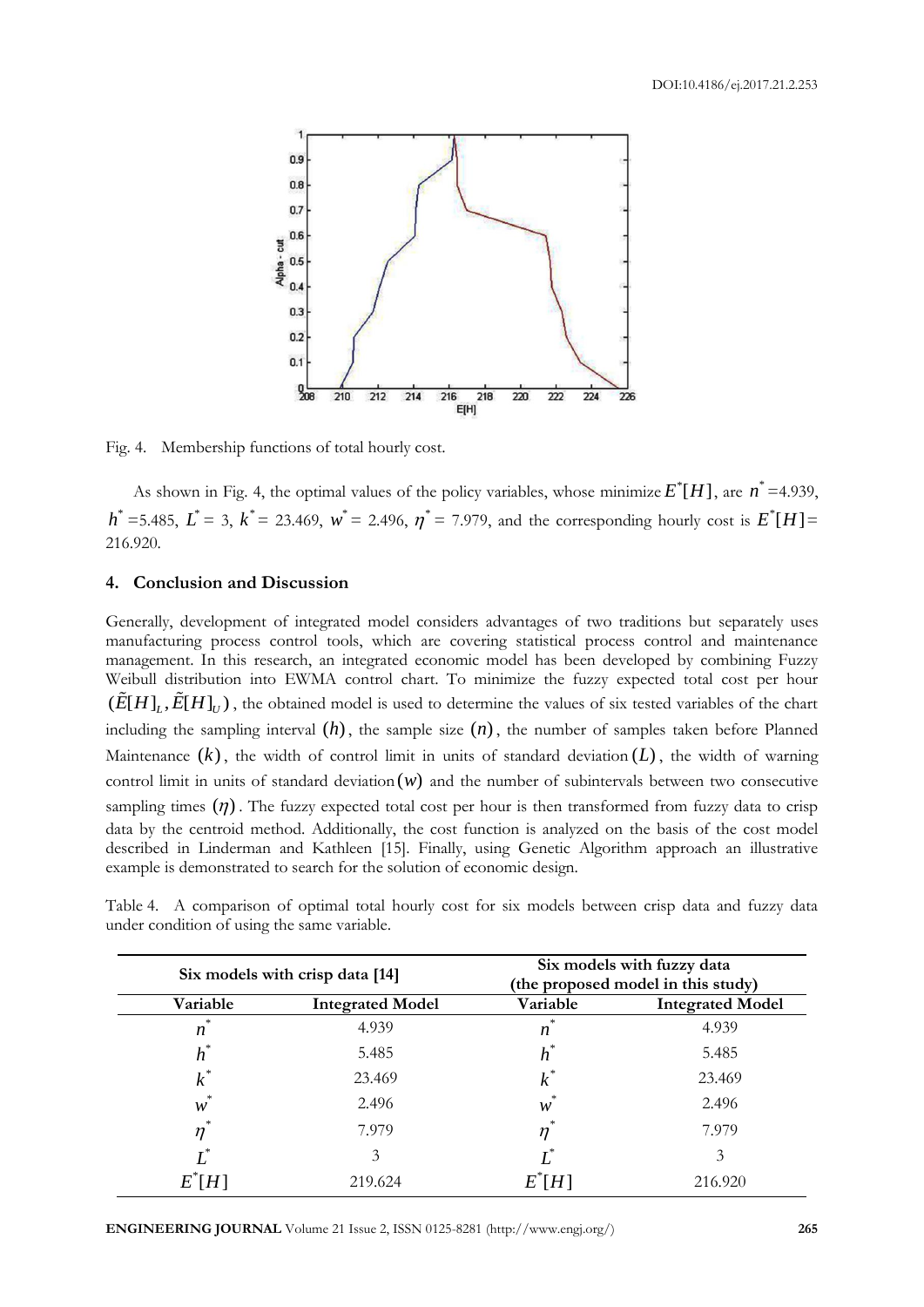Fig. 4. Membership functions of total hourly cost.

As shown in Fig. 4, the optimal values of the policy variables, whose minimize $E^*[H]$, are $n^*$=4.939, $h^*$=5.485, $L^*$ = 3, $k^*$ = 23.469, $w^*$ = 2.496, $\eta^*$ = 7.979, and the corresponding hourly cost is $E^*[H]$= 216.920.

## 4. Conclusion and Discussion

Generally, development of integrated model considers advantages of two traditions but separately uses manufacturing process control tools, which are covering statistical process control and maintenance management. In this research, an integrated economic model has been developed by combining Fuzzy Weibull distribution into EWMA control chart. To minimize the fuzzy expected total cost per hour $(\tilde{E}[H]_L, \tilde{E}[H]_U)$, the obtained model is used to determine the values of six tested variables of the chart including the sampling interval $(h)$, the sample size $(n)$, the number of samples taken before Planned Maintenance $(k)$, the width of control limit in units of standard deviation $(L)$, the width of warning control limit in units of standard deviation $(w)$ and the number of subintervals between two consecutive sampling times $(\eta)$. The fuzzy expected total cost per hour is then transformed from fuzzy data to crisp data by the centroid method. Additionally, the cost function is analyzed on the basis of the cost model described in Linderman and Kathleen [15]. Finally, using Genetic Algorithm approach an illustrative example is demonstrated to search for the solution of economic design.

Table 4. A comparison of optimal total hourly cost for six models between crisp data and fuzzy data under condition of using the same variable.

| Six models with crisp data [14] | | Six models with fuzzy data (the proposed model in this study) | |
|---|---|---|---|
| Variable | Integrated Model | Variable | Integrated Model |
| $n^*$ | 4.939 | $n^*$ | 4.939 |
| $h^*$ | 5.485 | $h^*$ | 5.485 |
| $k^*$ | 23.469 | $k^*$ | 23.469 |
| $w^*$ | 2.496 | $w^*$ | 2.496 |
| $\eta^*$ | 7.979 | $\eta^*$ | 7.979 |
| $L^*$ | 3 | $L^*$ | 3 |
| $E^*[H]$ | 219.624 | $E^*[H]$ | 216.920 |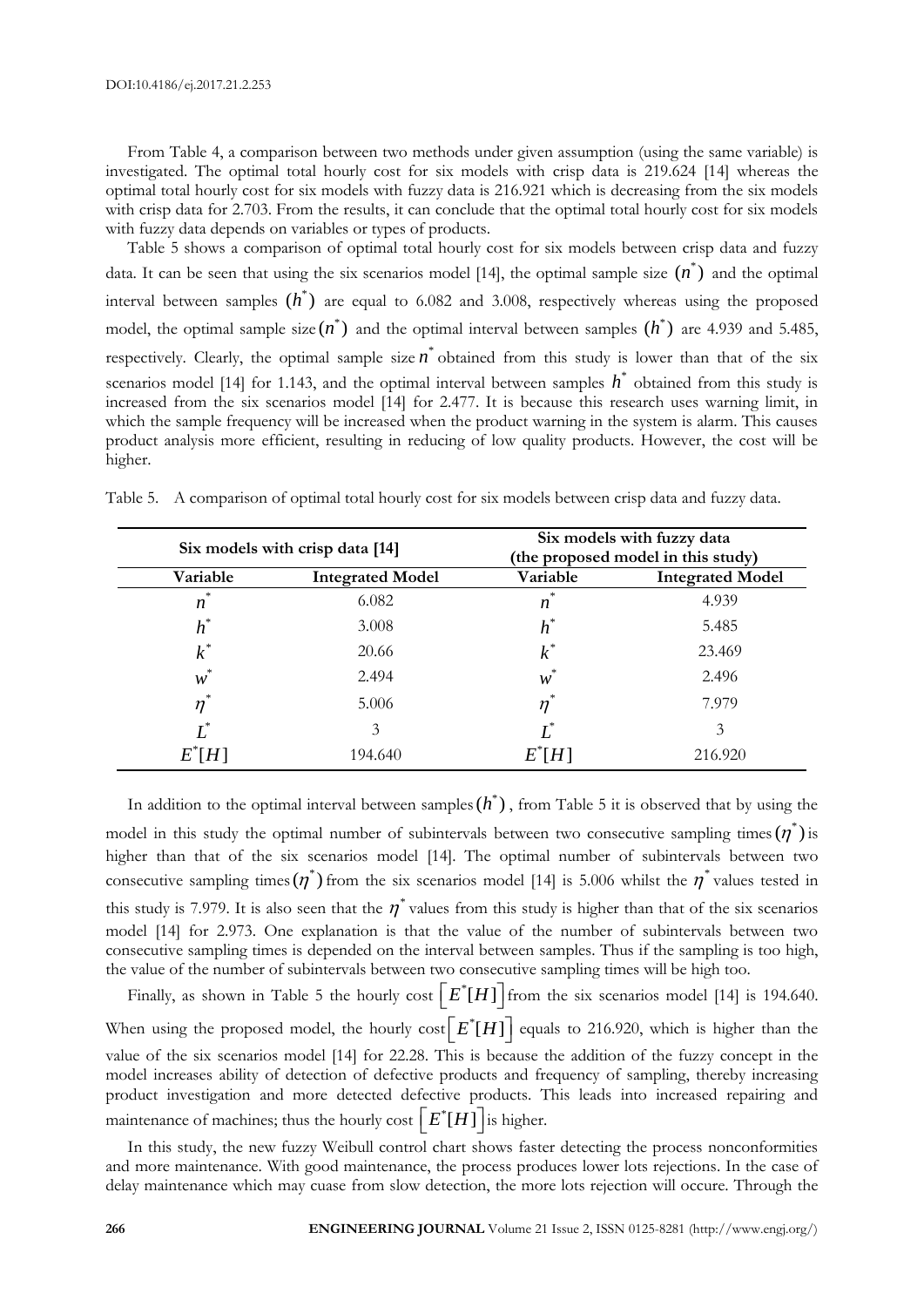From Table 4, a comparison between two methods under given assumption (using the same variable) is investigated. The optimal total hourly cost for six models with crisp data is 219.624 [14] whereas the optimal total hourly cost for six models with fuzzy data is 216.921 which is decreasing from the six models with crisp data for 2.703. From the results, it can conclude that the optimal total hourly cost for six models with fuzzy data depends on variables or types of products.

Table 5 shows a comparison of optimal total hourly cost for six models between crisp data and fuzzy data. It can be seen that using the six scenarios model [14], the optimal sample size $(n^*)$ and the optimal interval between samples $(h^*)$ are equal to 6.082 and 3.008, respectively whereas using the proposed model, the optimal sample size $(n^*)$ and the optimal interval between samples $(h^*)$ are 4.939 and 5.485, respectively. Clearly, the optimal sample size $n^*$ obtained from this study is lower than that of the six scenarios model [14] for 1.143, and the optimal interval between samples $h^*$ obtained from this study is increased from the six scenarios model [14] for 2.477. It is because this research uses warning limit, in which the sample frequency will be increased when the product warning in the system is alarm. This causes product analysis more efficient, resulting in reducing of low quality products. However, the cost will be higher.

Table 5. A comparison of optimal total hourly cost for six models between crisp data and fuzzy data.

| Six models with crisp data [14] | | Six models with fuzzy data (the proposed model in this study) | |
|---|---|---|---|
| **Variable** | **Integrated Model** | **Variable** | **Integrated Model** |
| $n^*$ | 6.082 | $n^*$ | 4.939 |
| $h^*$ | 3.008 | $h^*$ | 5.485 |
| $k^*$ | 20.66 | $k^*$ | 23.469 |
| $w^*$ | 2.494 | $w^*$ | 2.496 |
| $\eta^*$ | 5.006 | $\eta^*$ | 7.979 |
| $L^*$ | 3 | $L^*$ | 3 |
| $E^*[H]$ | 194.640 | $E^*[H]$ | 216.920 |

In addition to the optimal interval between samples $(h^*)$, from Table 5 it is observed that by using the model in this study the optimal number of subintervals between two consecutive sampling times $(\eta^*)$ is higher than that of the six scenarios model [14]. The optimal number of subintervals between two consecutive sampling times $(\eta^*)$ from the six scenarios model [14] is 5.006 whilst the $\eta^*$ values tested in this study is 7.979. It is also seen that the $\eta^*$ values from this study is higher than that of the six scenarios model [14] for 2.973. One explanation is that the value of the number of subintervals between two consecutive sampling times is depended on the interval between samples. Thus if the sampling is too high, the value of the number of subintervals between two consecutive sampling times will be high too.

Finally, as shown in Table 5 the hourly cost $\left[E^*[H]\right]$ from the six scenarios model [14] is 194.640. When using the proposed model, the hourly cost $\left[E^*[H]\right]$ equals to 216.920, which is higher than the value of the six scenarios model [14] for 22.28. This is because the addition of the fuzzy concept in the model increases ability of detection of defective products and frequency of sampling, thereby increasing product investigation and more detected defective products. This leads into increased repairing and maintenance of machines; thus the hourly cost $\left[E^*[H]\right]$ is higher.

In this study, the new fuzzy Weibull control chart shows faster detecting the process nonconformities and more maintenance. With good maintenance, the process produces lower lots rejections. In the case of delay maintenance which may cuase from slow detection, the more lots rejection will occure. Through the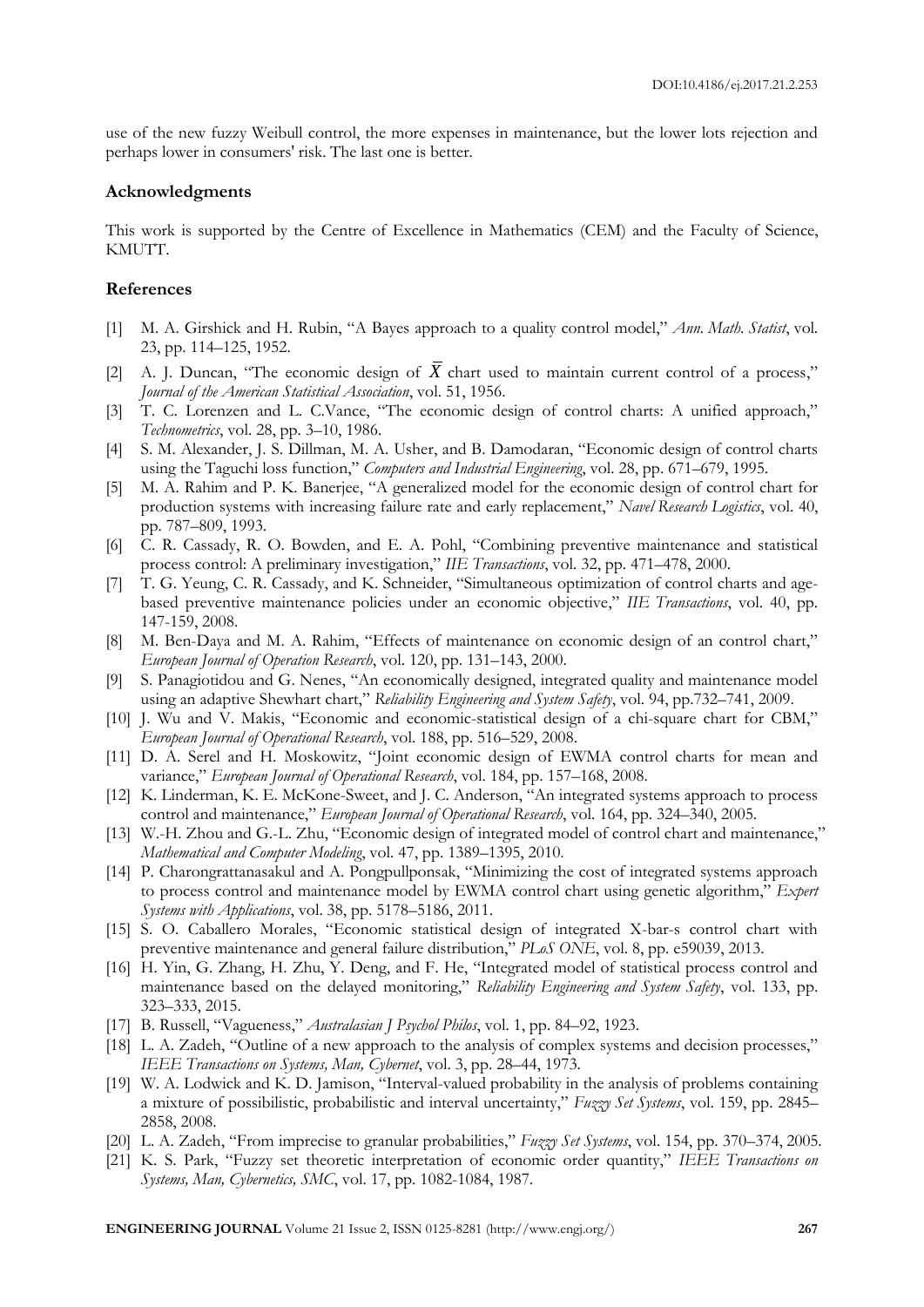use of the new fuzzy Weibull control, the more expenses in maintenance, but the lower lots rejection and perhaps lower in consumers' risk. The last one is better.

### Acknowledgments

This work is supported by the Centre of Excellence in Mathematics (CEM) and the Faculty of Science, KMUTT.

### References

[1] M. A. Girshick and H. Rubin, "A Bayes approach to a quality control model," *Ann. Math. Statist*, vol. 23, pp. 114–125, 1952.

[2] A. J. Duncan, "The economic design of $\overline{X}$ chart used to maintain current control of a process," *Journal of the American Statistical Association*, vol. 51, 1956.

[3] T. C. Lorenzen and L. C.Vance, "The economic design of control charts: A unified approach," *Technometrics*, vol. 28, pp. 3–10, 1986.

[4] S. M. Alexander, J. S. Dillman, M. A. Usher, and B. Damodaran, "Economic design of control charts using the Taguchi loss function," *Computers and Industrial Engineering*, vol. 28, pp. 671–679, 1995.

[5] M. A. Rahim and P. K. Banerjee, "A generalized model for the economic design of control chart for production systems with increasing failure rate and early replacement," *Navel Research Logistics*, vol. 40, pp. 787–809, 1993.

[6] C. R. Cassady, R. O. Bowden, and E. A. Pohl, "Combining preventive maintenance and statistical process control: A preliminary investigation," *IIE Transactions*, vol. 32, pp. 471–478, 2000.

[7] T. G. Yeung, C. R. Cassady, and K. Schneider, "Simultaneous optimization of control charts and age-based preventive maintenance policies under an economic objective," *IIE Transactions*, vol. 40, pp. 147-159, 2008.

[8] M. Ben-Daya and M. A. Rahim, "Effects of maintenance on economic design of an control chart," *European Journal of Operation Research*, vol. 120, pp. 131–143, 2000.

[9] S. Panagiotidou and G. Nenes, "An economically designed, integrated quality and maintenance model using an adaptive Shewhart chart," *Reliability Engineering and System Safety*, vol. 94, pp.732–741, 2009.

[10] J. Wu and V. Makis, "Economic and economic-statistical design of a chi-square chart for CBM," *European Journal of Operational Research*, vol. 188, pp. 516–529, 2008.

[11] D. A. Serel and H. Moskowitz, "Joint economic design of EWMA control charts for mean and variance," *European Journal of Operational Research*, vol. 184, pp. 157–168, 2008.

[12] K. Linderman, K. E. McKone-Sweet, and J. C. Anderson, "An integrated systems approach to process control and maintenance," *European Journal of Operational Research*, vol. 164, pp. 324–340, 2005.

[13] W.-H. Zhou and G.-L. Zhu, "Economic design of integrated model of control chart and maintenance," *Mathematical and Computer Modeling*, vol. 47, pp. 1389–1395, 2010.

[14] P. Charongrattanasakul and A. Pongpullponsak, "Minimizing the cost of integrated systems approach to process control and maintenance model by EWMA control chart using genetic algorithm," *Expert Systems with Applications*, vol. 38, pp. 5178–5186, 2011.

[15] S. O. Caballero Morales, "Economic statistical design of integrated X-bar-s control chart with preventive maintenance and general failure distribution," *PLoS ONE*, vol. 8, pp. e59039, 2013.

[16] H. Yin, G. Zhang, H. Zhu, Y. Deng, and F. He, "Integrated model of statistical process control and maintenance based on the delayed monitoring," *Reliability Engineering and System Safety*, vol. 133, pp. 323–333, 2015.

[17] B. Russell, "Vagueness," *Australasian J Psychol Philos*, vol. 1, pp. 84–92, 1923.

[18] L. A. Zadeh, "Outline of a new approach to the analysis of complex systems and decision processes," *IEEE Transactions on Systems, Man, Cybernet*, vol. 3, pp. 28–44, 1973.

[19] W. A. Lodwick and K. D. Jamison, "Interval-valued probability in the analysis of problems containing a mixture of possibilistic, probabilistic and interval uncertainty," *Fuzzy Set Systems*, vol. 159, pp. 2845–2858, 2008.

[20] L. A. Zadeh, "From imprecise to granular probabilities," *Fuzzy Set Systems*, vol. 154, pp. 370–374, 2005.

[21] K. S. Park, "Fuzzy set theoretic interpretation of economic order quantity," *IEEE Transactions on Systems, Man, Cybernetics, SMC*, vol. 17, pp. 1082-1084, 1987.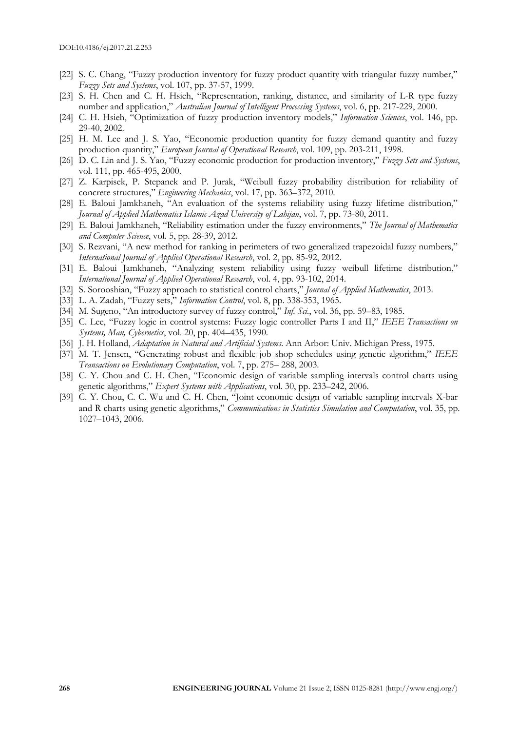[22] S. C. Chang, "Fuzzy production inventory for fuzzy product quantity with triangular fuzzy number," *Fuzzy Sets and Systems*, vol. 107, pp. 37-57, 1999.

[23] S. H. Chen and C. H. Hsieh, "Representation, ranking, distance, and similarity of L-R type fuzzy number and application," *Australian Journal of Intelligent Processing Systems*, vol. 6, pp. 217-229, 2000.

[24] C. H. Hsieh, "Optimization of fuzzy production inventory models," *Information Sciences*, vol. 146, pp. 29-40, 2002.

[25] H. M. Lee and J. S. Yao, "Economic production quantity for fuzzy demand quantity and fuzzy production quantity," *European Journal of Operational Research*, vol. 109, pp. 203-211, 1998.

[26] D. C. Lin and J. S. Yao, "Fuzzy economic production for production inventory," *Fuzzy Sets and Systems*, vol. 111, pp. 465-495, 2000.

[27] Z. Karpisek, P. Stepanek and P. Jurak, "Weibull fuzzy probability distribution for reliability of concrete structures," *Engineering Mechanics*, vol. 17, pp. 363–372, 2010.

[28] E. Baloui Jamkhaneh, "An evaluation of the systems reliability using fuzzy lifetime distribution," *Journal of Applied Mathematics Islamic Azad University of Lahijan*, vol. 7, pp. 73-80, 2011.

[29] E. Baloui Jamkhaneh, "Reliability estimation under the fuzzy environments," *The Journal of Mathematics and Computer Science*, vol. 5, pp. 28-39, 2012.

[30] S. Rezvani, "A new method for ranking in perimeters of two generalized trapezoidal fuzzy numbers," *International Journal of Applied Operational Research*, vol. 2, pp. 85-92, 2012.

[31] E. Baloui Jamkhaneh, "Analyzing system reliability using fuzzy weibull lifetime distribution," *International Journal of Applied Operational Research*, vol. 4, pp. 93-102, 2014.

[32] S. Sorooshian, "Fuzzy approach to statistical control charts," *Journal of Applied Mathematics*, 2013.

[33] L. A. Zadah, "Fuzzy sets," *Information Control*, vol. 8, pp. 338-353, 1965.

[34] M. Sugeno, "An introductory survey of fuzzy control," *Inf. Sci.*, vol. 36, pp. 59–83, 1985.

[35] C. Lee, "Fuzzy logic in control systems: Fuzzy logic controller Parts I and II," *IEEE Transactions on Systems, Man, Cybernetics*, vol. 20, pp. 404–435, 1990.

[36] J. H. Holland, *Adaptation in Natural and Artificial Systems*. Ann Arbor: Univ. Michigan Press, 1975.

[37] M. T. Jensen, "Generating robust and flexible job shop schedules using genetic algorithm," *IEEE Transactions on Evolutionary Computation*, vol. 7, pp. 275– 288, 2003.

[38] C. Y. Chou and C. H. Chen, "Economic design of variable sampling intervals control charts using genetic algorithms," *Expert Systems with Applications*, vol. 30, pp. 233–242, 2006.

[39] C. Y. Chou, C. C. Wu and C. H. Chen, "Joint economic design of variable sampling intervals X-bar and R charts using genetic algorithms," *Communications in Statistics Simulation and Computation*, vol. 35, pp. 1027–1043, 2006.